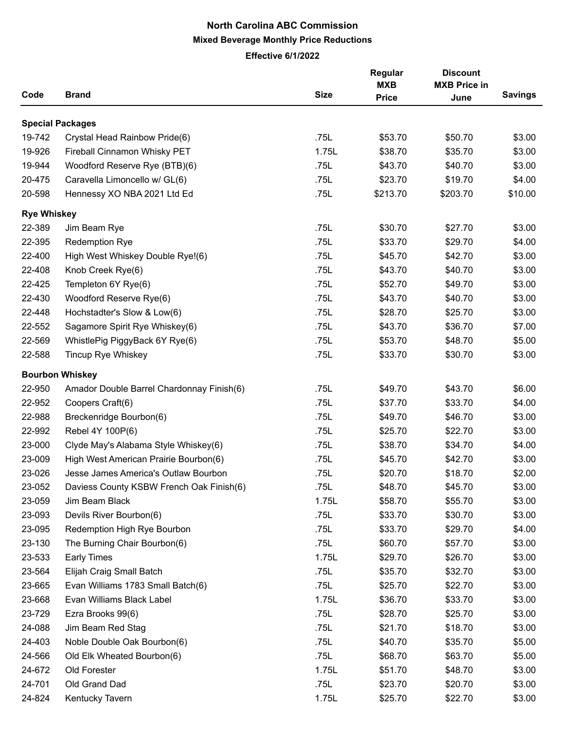# North Carolina ABC Commission

## Mixed Beverage Monthly Price Reductions

### Effective 6/1/2022

| Code | Brand | Size | Regular MXB Price | Discount MXB Price in June | Savings |
|---|---|---|---|---|---|
| **Special Packages** | | | | | |
| 19-742 | Crystal Head Rainbow Pride(6) | .75L | $53.70 | $50.70 | $3.00 |
| 19-926 | Fireball Cinnamon Whisky PET | 1.75L | $38.70 | $35.70 | $3.00 |
| 19-944 | Woodford Reserve Rye (BTB)(6) | .75L | $43.70 | $40.70 | $3.00 |
| 20-475 | Caravella Limoncello w/ GL(6) | .75L | $23.70 | $19.70 | $4.00 |
| 20-598 | Hennessy XO NBA 2021 Ltd Ed | .75L | $213.70 | $203.70 | $10.00 |
| **Rye Whiskey** | | | | | |
| 22-389 | Jim Beam Rye | .75L | $30.70 | $27.70 | $3.00 |
| 22-395 | Redemption Rye | .75L | $33.70 | $29.70 | $4.00 |
| 22-400 | High West Whiskey Double Rye!(6) | .75L | $45.70 | $42.70 | $3.00 |
| 22-408 | Knob Creek Rye(6) | .75L | $43.70 | $40.70 | $3.00 |
| 22-425 | Templeton 6Y Rye(6) | .75L | $52.70 | $49.70 | $3.00 |
| 22-430 | Woodford Reserve Rye(6) | .75L | $43.70 | $40.70 | $3.00 |
| 22-448 | Hochstadter's Slow & Low(6) | .75L | $28.70 | $25.70 | $3.00 |
| 22-552 | Sagamore Spirit Rye Whiskey(6) | .75L | $43.70 | $36.70 | $7.00 |
| 22-569 | WhistlePig PiggyBack 6Y Rye(6) | .75L | $53.70 | $48.70 | $5.00 |
| 22-588 | Tincup Rye Whiskey | .75L | $33.70 | $30.70 | $3.00 |
| **Bourbon Whiskey** | | | | | |
| 22-950 | Amador Double Barrel Chardonnay Finish(6) | .75L | $49.70 | $43.70 | $6.00 |
| 22-952 | Coopers Craft(6) | .75L | $37.70 | $33.70 | $4.00 |
| 22-988 | Breckenridge Bourbon(6) | .75L | $49.70 | $46.70 | $3.00 |
| 22-992 | Rebel 4Y 100P(6) | .75L | $25.70 | $22.70 | $3.00 |
| 23-000 | Clyde May's Alabama Style Whiskey(6) | .75L | $38.70 | $34.70 | $4.00 |
| 23-009 | High West American Prairie Bourbon(6) | .75L | $45.70 | $42.70 | $3.00 |
| 23-026 | Jesse James America's Outlaw Bourbon | .75L | $20.70 | $18.70 | $2.00 |
| 23-052 | Daviess County KSBW French Oak Finish(6) | .75L | $48.70 | $45.70 | $3.00 |
| 23-059 | Jim Beam Black | 1.75L | $58.70 | $55.70 | $3.00 |
| 23-093 | Devils River Bourbon(6) | .75L | $33.70 | $30.70 | $3.00 |
| 23-095 | Redemption High Rye Bourbon | .75L | $33.70 | $29.70 | $4.00 |
| 23-130 | The Burning Chair Bourbon(6) | .75L | $60.70 | $57.70 | $3.00 |
| 23-533 | Early Times | 1.75L | $29.70 | $26.70 | $3.00 |
| 23-564 | Elijah Craig Small Batch | .75L | $35.70 | $32.70 | $3.00 |
| 23-665 | Evan Williams 1783 Small Batch(6) | .75L | $25.70 | $22.70 | $3.00 |
| 23-668 | Evan Williams Black Label | 1.75L | $36.70 | $33.70 | $3.00 |
| 23-729 | Ezra Brooks 99(6) | .75L | $28.70 | $25.70 | $3.00 |
| 24-088 | Jim Beam Red Stag | .75L | $21.70 | $18.70 | $3.00 |
| 24-403 | Noble Double Oak Bourbon(6) | .75L | $40.70 | $35.70 | $5.00 |
| 24-566 | Old Elk Wheated Bourbon(6) | .75L | $68.70 | $63.70 | $5.00 |
| 24-672 | Old Forester | 1.75L | $51.70 | $48.70 | $3.00 |
| 24-701 | Old Grand Dad | .75L | $23.70 | $20.70 | $3.00 |
| 24-824 | Kentucky Tavern | 1.75L | $25.70 | $22.70 | $3.00 |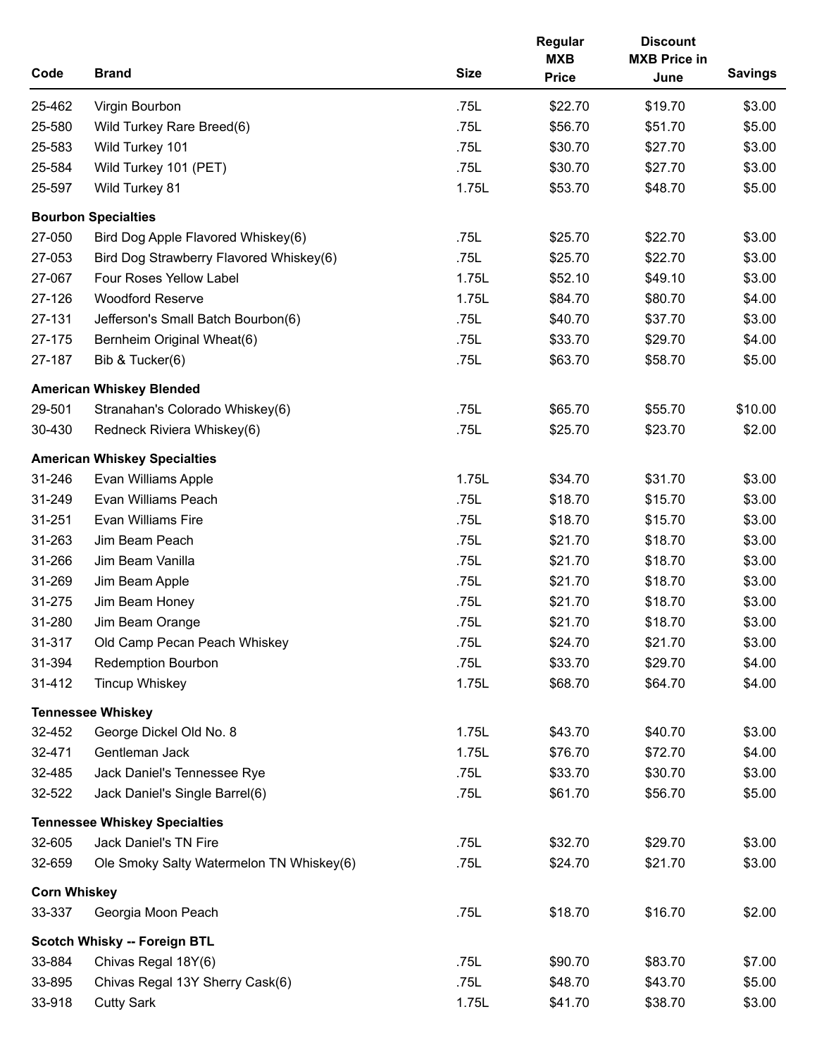| Code | Brand | Size | Regular MXB Price | Discount MXB Price in June | Savings |
|---|---|---|---|---|---|
| 25-462 | Virgin Bourbon | .75L | $22.70 | $19.70 | $3.00 |
| 25-580 | Wild Turkey Rare Breed(6) | .75L | $56.70 | $51.70 | $5.00 |
| 25-583 | Wild Turkey 101 | .75L | $30.70 | $27.70 | $3.00 |
| 25-584 | Wild Turkey 101 (PET) | .75L | $30.70 | $27.70 | $3.00 |
| 25-597 | Wild Turkey 81 | 1.75L | $53.70 | $48.70 | $5.00 |
| **Bourbon Specialties** | | | | | |
| 27-050 | Bird Dog Apple Flavored Whiskey(6) | .75L | $25.70 | $22.70 | $3.00 |
| 27-053 | Bird Dog Strawberry Flavored Whiskey(6) | .75L | $25.70 | $22.70 | $3.00 |
| 27-067 | Four Roses Yellow Label | 1.75L | $52.10 | $49.10 | $3.00 |
| 27-126 | Woodford Reserve | 1.75L | $84.70 | $80.70 | $4.00 |
| 27-131 | Jefferson's Small Batch Bourbon(6) | .75L | $40.70 | $37.70 | $3.00 |
| 27-175 | Bernheim Original Wheat(6) | .75L | $33.70 | $29.70 | $4.00 |
| 27-187 | Bib & Tucker(6) | .75L | $63.70 | $58.70 | $5.00 |
| **American Whiskey Blended** | | | | | |
| 29-501 | Stranahan's Colorado Whiskey(6) | .75L | $65.70 | $55.70 | $10.00 |
| 30-430 | Redneck Riviera Whiskey(6) | .75L | $25.70 | $23.70 | $2.00 |
| **American Whiskey Specialties** | | | | | |
| 31-246 | Evan Williams Apple | 1.75L | $34.70 | $31.70 | $3.00 |
| 31-249 | Evan Williams Peach | .75L | $18.70 | $15.70 | $3.00 |
| 31-251 | Evan Williams Fire | .75L | $18.70 | $15.70 | $3.00 |
| 31-263 | Jim Beam Peach | .75L | $21.70 | $18.70 | $3.00 |
| 31-266 | Jim Beam Vanilla | .75L | $21.70 | $18.70 | $3.00 |
| 31-269 | Jim Beam Apple | .75L | $21.70 | $18.70 | $3.00 |
| 31-275 | Jim Beam Honey | .75L | $21.70 | $18.70 | $3.00 |
| 31-280 | Jim Beam Orange | .75L | $21.70 | $18.70 | $3.00 |
| 31-317 | Old Camp Pecan Peach Whiskey | .75L | $24.70 | $21.70 | $3.00 |
| 31-394 | Redemption Bourbon | .75L | $33.70 | $29.70 | $4.00 |
| 31-412 | Tincup Whiskey | 1.75L | $68.70 | $64.70 | $4.00 |
| **Tennessee Whiskey** | | | | | |
| 32-452 | George Dickel Old No. 8 | 1.75L | $43.70 | $40.70 | $3.00 |
| 32-471 | Gentleman Jack | 1.75L | $76.70 | $72.70 | $4.00 |
| 32-485 | Jack Daniel's Tennessee Rye | .75L | $33.70 | $30.70 | $3.00 |
| 32-522 | Jack Daniel's Single Barrel(6) | .75L | $61.70 | $56.70 | $5.00 |
| **Tennessee Whiskey Specialties** | | | | | |
| 32-605 | Jack Daniel's TN Fire | .75L | $32.70 | $29.70 | $3.00 |
| 32-659 | Ole Smoky Salty Watermelon TN Whiskey(6) | .75L | $24.70 | $21.70 | $3.00 |
| **Corn Whiskey** | | | | | |
| 33-337 | Georgia Moon Peach | .75L | $18.70 | $16.70 | $2.00 |
| **Scotch Whisky -- Foreign BTL** | | | | | |
| 33-884 | Chivas Regal 18Y(6) | .75L | $90.70 | $83.70 | $7.00 |
| 33-895 | Chivas Regal 13Y Sherry Cask(6) | .75L | $48.70 | $43.70 | $5.00 |
| 33-918 | Cutty Sark | 1.75L | $41.70 | $38.70 | $3.00 |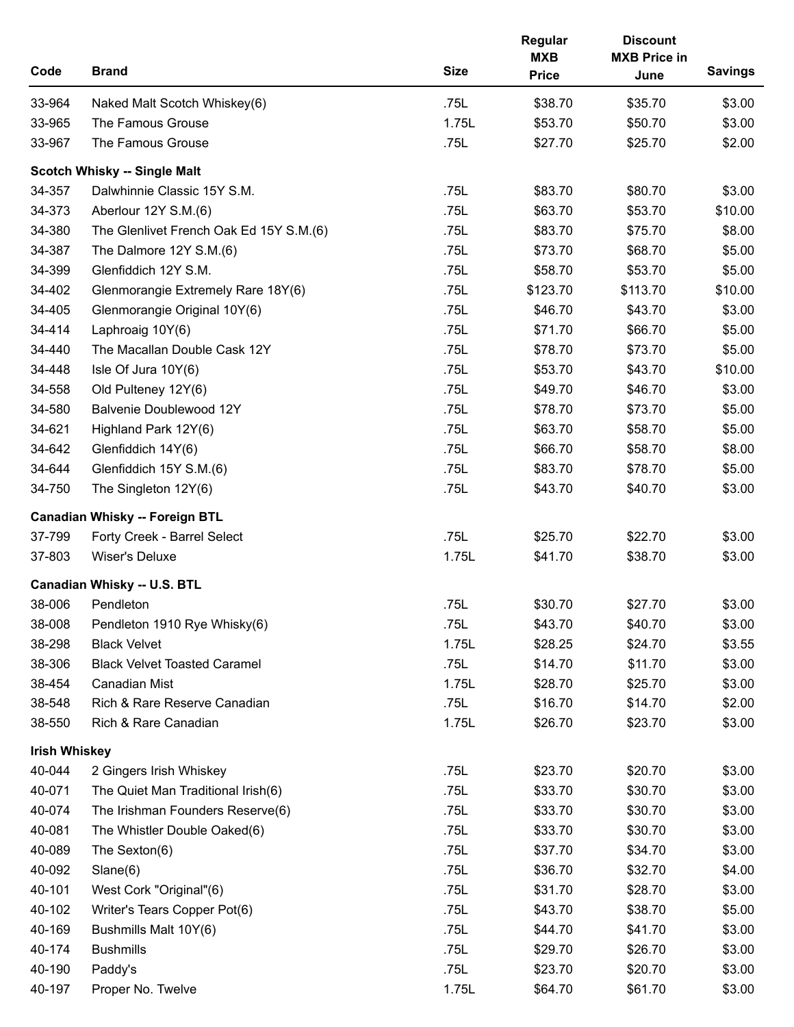| Code | Brand | Size | Regular MXB Price | Discount MXB Price in June | Savings |
|---|---|---|---|---|---|
| 33-964 | Naked Malt Scotch Whiskey(6) | .75L | $38.70 | $35.70 | $3.00 |
| 33-965 | The Famous Grouse | 1.75L | $53.70 | $50.70 | $3.00 |
| 33-967 | The Famous Grouse | .75L | $27.70 | $25.70 | $2.00 |
| **Scotch Whisky -- Single Malt** | | | | | |
| 34-357 | Dalwhinnie Classic 15Y S.M. | .75L | $83.70 | $80.70 | $3.00 |
| 34-373 | Aberlour 12Y S.M.(6) | .75L | $63.70 | $53.70 | $10.00 |
| 34-380 | The Glenlivet French Oak Ed 15Y S.M.(6) | .75L | $83.70 | $75.70 | $8.00 |
| 34-387 | The Dalmore 12Y S.M.(6) | .75L | $73.70 | $68.70 | $5.00 |
| 34-399 | Glenfiddich 12Y S.M. | .75L | $58.70 | $53.70 | $5.00 |
| 34-402 | Glenmorangie Extremely Rare 18Y(6) | .75L | $123.70 | $113.70 | $10.00 |
| 34-405 | Glenmorangie Original 10Y(6) | .75L | $46.70 | $43.70 | $3.00 |
| 34-414 | Laphroaig 10Y(6) | .75L | $71.70 | $66.70 | $5.00 |
| 34-440 | The Macallan Double Cask 12Y | .75L | $78.70 | $73.70 | $5.00 |
| 34-448 | Isle Of Jura 10Y(6) | .75L | $53.70 | $43.70 | $10.00 |
| 34-558 | Old Pulteney 12Y(6) | .75L | $49.70 | $46.70 | $3.00 |
| 34-580 | Balvenie Doublewood 12Y | .75L | $78.70 | $73.70 | $5.00 |
| 34-621 | Highland Park 12Y(6) | .75L | $63.70 | $58.70 | $5.00 |
| 34-642 | Glenfiddich 14Y(6) | .75L | $66.70 | $58.70 | $8.00 |
| 34-644 | Glenfiddich 15Y S.M.(6) | .75L | $83.70 | $78.70 | $5.00 |
| 34-750 | The Singleton 12Y(6) | .75L | $43.70 | $40.70 | $3.00 |
| **Canadian Whisky -- Foreign BTL** | | | | | |
| 37-799 | Forty Creek - Barrel Select | .75L | $25.70 | $22.70 | $3.00 |
| 37-803 | Wiser's Deluxe | 1.75L | $41.70 | $38.70 | $3.00 |
| **Canadian Whisky -- U.S. BTL** | | | | | |
| 38-006 | Pendleton | .75L | $30.70 | $27.70 | $3.00 |
| 38-008 | Pendleton 1910 Rye Whisky(6) | .75L | $43.70 | $40.70 | $3.00 |
| 38-298 | Black Velvet | 1.75L | $28.25 | $24.70 | $3.55 |
| 38-306 | Black Velvet Toasted Caramel | .75L | $14.70 | $11.70 | $3.00 |
| 38-454 | Canadian Mist | 1.75L | $28.70 | $25.70 | $3.00 |
| 38-548 | Rich & Rare Reserve Canadian | .75L | $16.70 | $14.70 | $2.00 |
| 38-550 | Rich & Rare Canadian | 1.75L | $26.70 | $23.70 | $3.00 |
| **Irish Whiskey** | | | | | |
| 40-044 | 2 Gingers Irish Whiskey | .75L | $23.70 | $20.70 | $3.00 |
| 40-071 | The Quiet Man Traditional Irish(6) | .75L | $33.70 | $30.70 | $3.00 |
| 40-074 | The Irishman Founders Reserve(6) | .75L | $33.70 | $30.70 | $3.00 |
| 40-081 | The Whistler Double Oaked(6) | .75L | $33.70 | $30.70 | $3.00 |
| 40-089 | The Sexton(6) | .75L | $37.70 | $34.70 | $3.00 |
| 40-092 | Slane(6) | .75L | $36.70 | $32.70 | $4.00 |
| 40-101 | West Cork "Original"(6) | .75L | $31.70 | $28.70 | $3.00 |
| 40-102 | Writer's Tears Copper Pot(6) | .75L | $43.70 | $38.70 | $5.00 |
| 40-169 | Bushmills Malt 10Y(6) | .75L | $44.70 | $41.70 | $3.00 |
| 40-174 | Bushmills | .75L | $29.70 | $26.70 | $3.00 |
| 40-190 | Paddy's | .75L | $23.70 | $20.70 | $3.00 |
| 40-197 | Proper No. Twelve | 1.75L | $64.70 | $61.70 | $3.00 |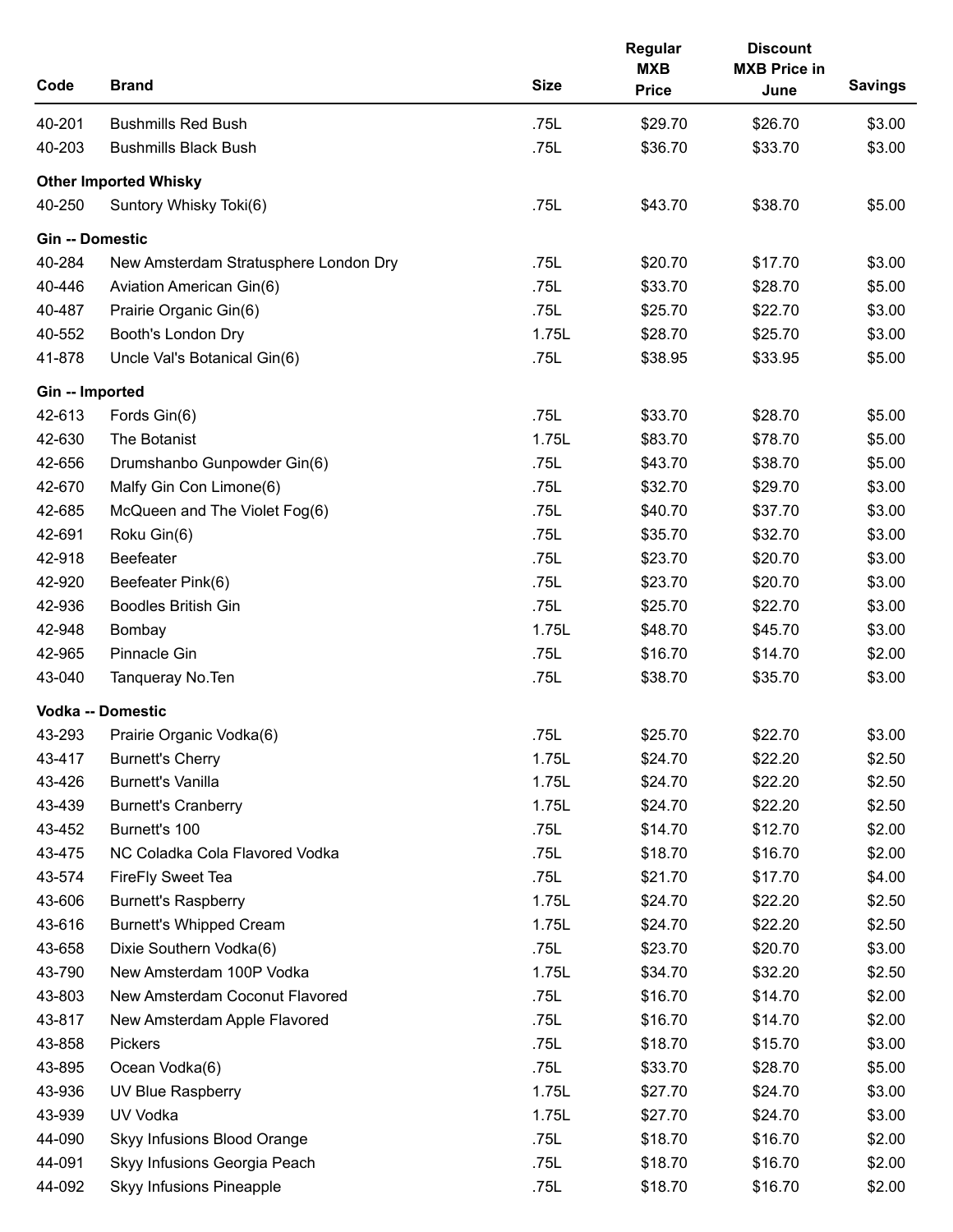| Code | Brand | Size | Regular MXB Price | Discount MXB Price in June | Savings |
|---|---|---|---|---|---|
| 40-201 | Bushmills Red Bush | .75L | $29.70 | $26.70 | $3.00 |
| 40-203 | Bushmills Black Bush | .75L | $36.70 | $33.70 | $3.00 |
| **Other Imported Whisky** | | | | | |
| 40-250 | Suntory Whisky Toki(6) | .75L | $43.70 | $38.70 | $5.00 |
| **Gin -- Domestic** | | | | | |
| 40-284 | New Amsterdam Stratusphere London Dry | .75L | $20.70 | $17.70 | $3.00 |
| 40-446 | Aviation American Gin(6) | .75L | $33.70 | $28.70 | $5.00 |
| 40-487 | Prairie Organic Gin(6) | .75L | $25.70 | $22.70 | $3.00 |
| 40-552 | Booth's London Dry | 1.75L | $28.70 | $25.70 | $3.00 |
| 41-878 | Uncle Val's Botanical Gin(6) | .75L | $38.95 | $33.95 | $5.00 |
| **Gin -- Imported** | | | | | |
| 42-613 | Fords Gin(6) | .75L | $33.70 | $28.70 | $5.00 |
| 42-630 | The Botanist | 1.75L | $83.70 | $78.70 | $5.00 |
| 42-656 | Drumshanbo Gunpowder Gin(6) | .75L | $43.70 | $38.70 | $5.00 |
| 42-670 | Malfy Gin Con Limone(6) | .75L | $32.70 | $29.70 | $3.00 |
| 42-685 | McQueen and The Violet Fog(6) | .75L | $40.70 | $37.70 | $3.00 |
| 42-691 | Roku Gin(6) | .75L | $35.70 | $32.70 | $3.00 |
| 42-918 | Beefeater | .75L | $23.70 | $20.70 | $3.00 |
| 42-920 | Beefeater Pink(6) | .75L | $23.70 | $20.70 | $3.00 |
| 42-936 | Boodles British Gin | .75L | $25.70 | $22.70 | $3.00 |
| 42-948 | Bombay | 1.75L | $48.70 | $45.70 | $3.00 |
| 42-965 | Pinnacle Gin | .75L | $16.70 | $14.70 | $2.00 |
| 43-040 | Tanqueray No.Ten | .75L | $38.70 | $35.70 | $3.00 |
| **Vodka -- Domestic** | | | | | |
| 43-293 | Prairie Organic Vodka(6) | .75L | $25.70 | $22.70 | $3.00 |
| 43-417 | Burnett's Cherry | 1.75L | $24.70 | $22.20 | $2.50 |
| 43-426 | Burnett's Vanilla | 1.75L | $24.70 | $22.20 | $2.50 |
| 43-439 | Burnett's Cranberry | 1.75L | $24.70 | $22.20 | $2.50 |
| 43-452 | Burnett's 100 | .75L | $14.70 | $12.70 | $2.00 |
| 43-475 | NC Coladka Cola Flavored Vodka | .75L | $18.70 | $16.70 | $2.00 |
| 43-574 | FireFly Sweet Tea | .75L | $21.70 | $17.70 | $4.00 |
| 43-606 | Burnett's Raspberry | 1.75L | $24.70 | $22.20 | $2.50 |
| 43-616 | Burnett's Whipped Cream | 1.75L | $24.70 | $22.20 | $2.50 |
| 43-658 | Dixie Southern Vodka(6) | .75L | $23.70 | $20.70 | $3.00 |
| 43-790 | New Amsterdam 100P Vodka | 1.75L | $34.70 | $32.20 | $2.50 |
| 43-803 | New Amsterdam Coconut Flavored | .75L | $16.70 | $14.70 | $2.00 |
| 43-817 | New Amsterdam Apple Flavored | .75L | $16.70 | $14.70 | $2.00 |
| 43-858 | Pickers | .75L | $18.70 | $15.70 | $3.00 |
| 43-895 | Ocean Vodka(6) | .75L | $33.70 | $28.70 | $5.00 |
| 43-936 | UV Blue Raspberry | 1.75L | $27.70 | $24.70 | $3.00 |
| 43-939 | UV Vodka | 1.75L | $27.70 | $24.70 | $3.00 |
| 44-090 | Skyy Infusions Blood Orange | .75L | $18.70 | $16.70 | $2.00 |
| 44-091 | Skyy Infusions Georgia Peach | .75L | $18.70 | $16.70 | $2.00 |
| 44-092 | Skyy Infusions Pineapple | .75L | $18.70 | $16.70 | $2.00 |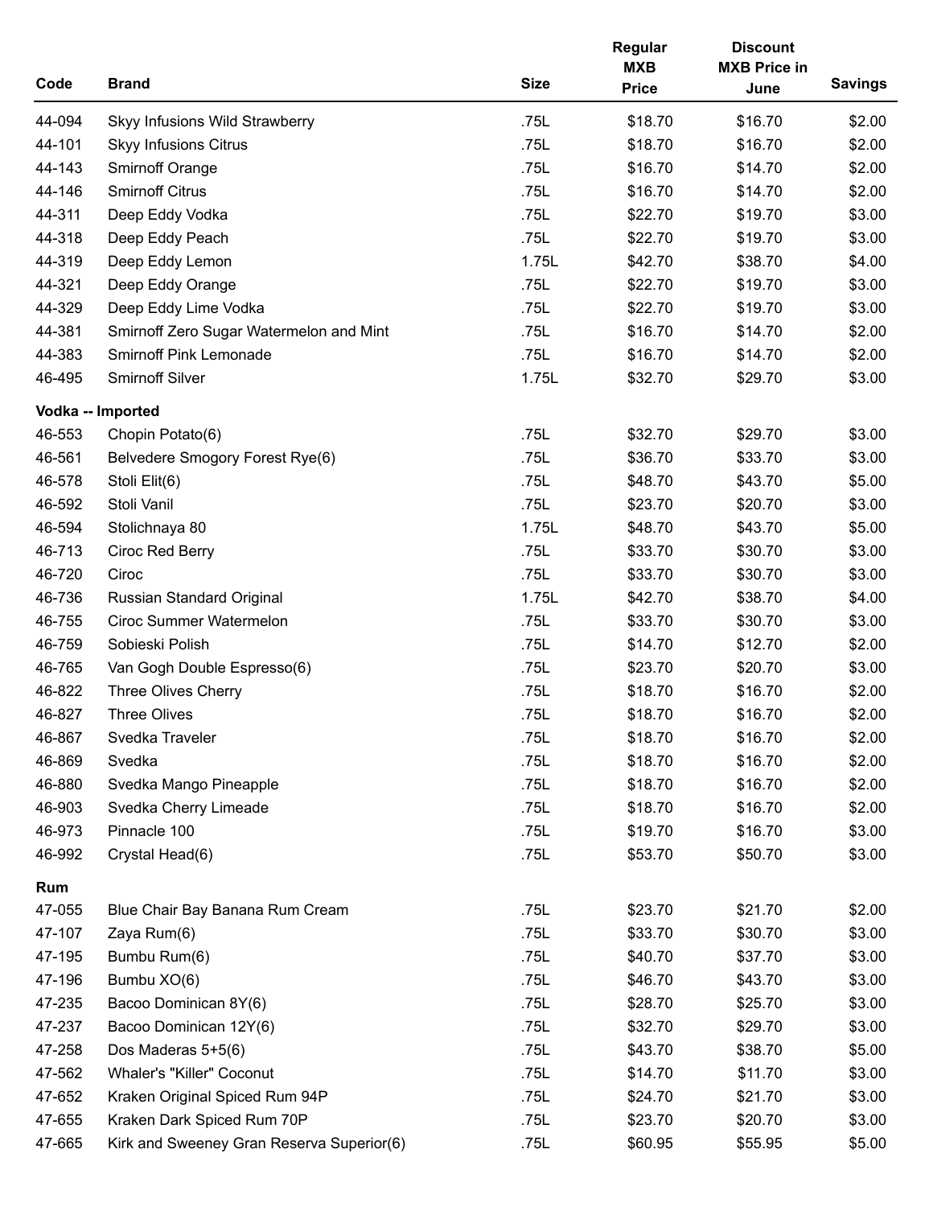| Code | Brand | Size | Regular MXB Price | Discount MXB Price in June | Savings |
|---|---|---|---|---|---|
| 44-094 | Skyy Infusions Wild Strawberry | .75L | $18.70 | $16.70 | $2.00 |
| 44-101 | Skyy Infusions Citrus | .75L | $18.70 | $16.70 | $2.00 |
| 44-143 | Smirnoff Orange | .75L | $16.70 | $14.70 | $2.00 |
| 44-146 | Smirnoff Citrus | .75L | $16.70 | $14.70 | $2.00 |
| 44-311 | Deep Eddy Vodka | .75L | $22.70 | $19.70 | $3.00 |
| 44-318 | Deep Eddy Peach | .75L | $22.70 | $19.70 | $3.00 |
| 44-319 | Deep Eddy Lemon | 1.75L | $42.70 | $38.70 | $4.00 |
| 44-321 | Deep Eddy Orange | .75L | $22.70 | $19.70 | $3.00 |
| 44-329 | Deep Eddy Lime Vodka | .75L | $22.70 | $19.70 | $3.00 |
| 44-381 | Smirnoff Zero Sugar Watermelon and Mint | .75L | $16.70 | $14.70 | $2.00 |
| 44-383 | Smirnoff Pink Lemonade | .75L | $16.70 | $14.70 | $2.00 |
| 46-495 | Smirnoff Silver | 1.75L | $32.70 | $29.70 | $3.00 |
| **Vodka -- Imported** | | | | | |
| 46-553 | Chopin Potato(6) | .75L | $32.70 | $29.70 | $3.00 |
| 46-561 | Belvedere Smogory Forest Rye(6) | .75L | $36.70 | $33.70 | $3.00 |
| 46-578 | Stoli Elit(6) | .75L | $48.70 | $43.70 | $5.00 |
| 46-592 | Stoli Vanil | .75L | $23.70 | $20.70 | $3.00 |
| 46-594 | Stolichnaya 80 | 1.75L | $48.70 | $43.70 | $5.00 |
| 46-713 | Ciroc Red Berry | .75L | $33.70 | $30.70 | $3.00 |
| 46-720 | Ciroc | .75L | $33.70 | $30.70 | $3.00 |
| 46-736 | Russian Standard Original | 1.75L | $42.70 | $38.70 | $4.00 |
| 46-755 | Ciroc Summer Watermelon | .75L | $33.70 | $30.70 | $3.00 |
| 46-759 | Sobieski Polish | .75L | $14.70 | $12.70 | $2.00 |
| 46-765 | Van Gogh Double Espresso(6) | .75L | $23.70 | $20.70 | $3.00 |
| 46-822 | Three Olives Cherry | .75L | $18.70 | $16.70 | $2.00 |
| 46-827 | Three Olives | .75L | $18.70 | $16.70 | $2.00 |
| 46-867 | Svedka Traveler | .75L | $18.70 | $16.70 | $2.00 |
| 46-869 | Svedka | .75L | $18.70 | $16.70 | $2.00 |
| 46-880 | Svedka Mango Pineapple | .75L | $18.70 | $16.70 | $2.00 |
| 46-903 | Svedka Cherry Limeade | .75L | $18.70 | $16.70 | $2.00 |
| 46-973 | Pinnacle 100 | .75L | $19.70 | $16.70 | $3.00 |
| 46-992 | Crystal Head(6) | .75L | $53.70 | $50.70 | $3.00 |
| **Rum** | | | | | |
| 47-055 | Blue Chair Bay Banana Rum Cream | .75L | $23.70 | $21.70 | $2.00 |
| 47-107 | Zaya Rum(6) | .75L | $33.70 | $30.70 | $3.00 |
| 47-195 | Bumbu Rum(6) | .75L | $40.70 | $37.70 | $3.00 |
| 47-196 | Bumbu XO(6) | .75L | $46.70 | $43.70 | $3.00 |
| 47-235 | Bacoo Dominican 8Y(6) | .75L | $28.70 | $25.70 | $3.00 |
| 47-237 | Bacoo Dominican 12Y(6) | .75L | $32.70 | $29.70 | $3.00 |
| 47-258 | Dos Maderas 5+5(6) | .75L | $43.70 | $38.70 | $5.00 |
| 47-562 | Whaler's "Killer" Coconut | .75L | $14.70 | $11.70 | $3.00 |
| 47-652 | Kraken Original Spiced Rum 94P | .75L | $24.70 | $21.70 | $3.00 |
| 47-655 | Kraken Dark Spiced Rum 70P | .75L | $23.70 | $20.70 | $3.00 |
| 47-665 | Kirk and Sweeney Gran Reserva Superior(6) | .75L | $60.95 | $55.95 | $5.00 |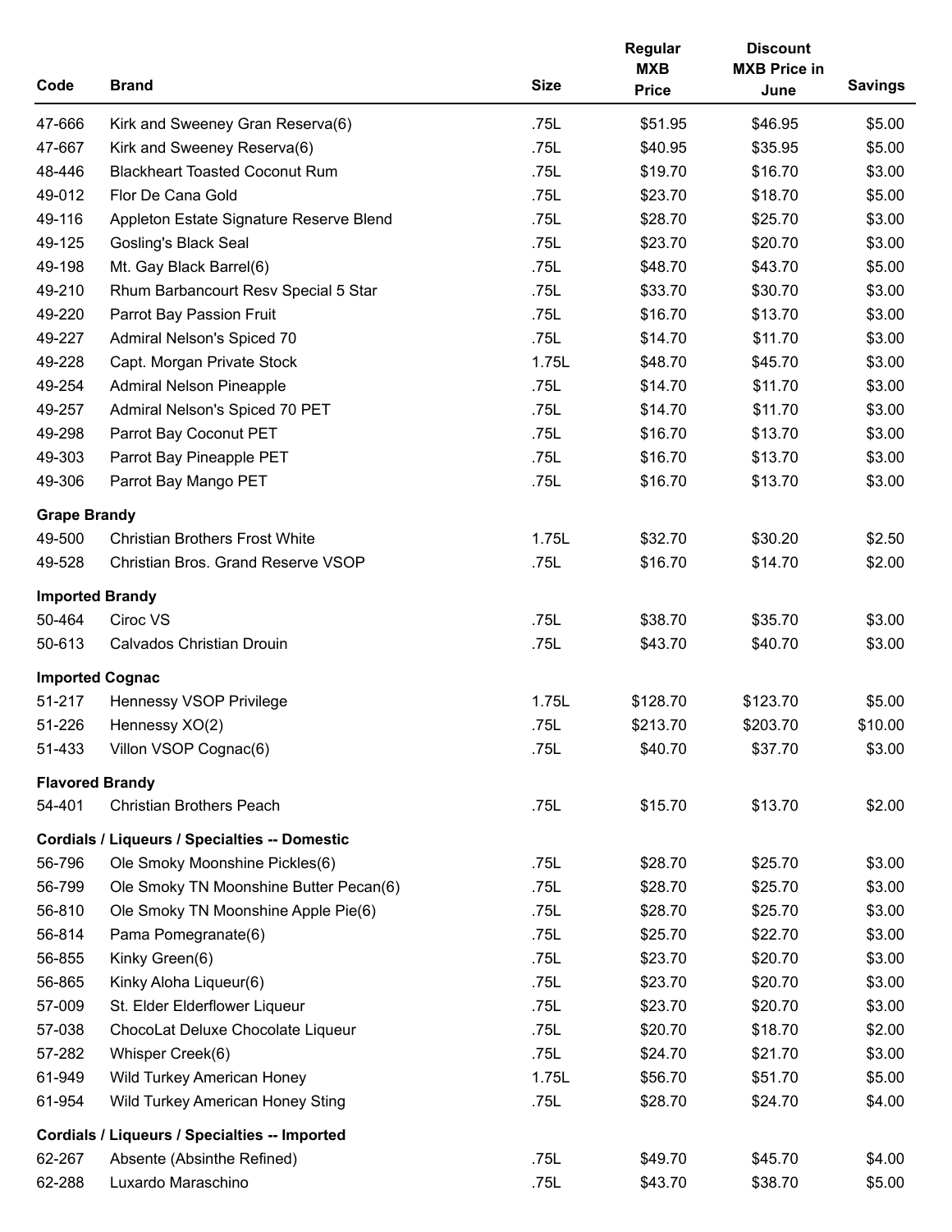| Code | Brand | Size | Regular MXB Price | Discount MXB Price in June | Savings |
|---|---|---|---|---|---|
| 47-666 | Kirk and Sweeney Gran Reserva(6) | .75L | $51.95 | $46.95 | $5.00 |
| 47-667 | Kirk and Sweeney Reserva(6) | .75L | $40.95 | $35.95 | $5.00 |
| 48-446 | Blackheart Toasted Coconut Rum | .75L | $19.70 | $16.70 | $3.00 |
| 49-012 | Flor De Cana Gold | .75L | $23.70 | $18.70 | $5.00 |
| 49-116 | Appleton Estate Signature Reserve Blend | .75L | $28.70 | $25.70 | $3.00 |
| 49-125 | Gosling's Black Seal | .75L | $23.70 | $20.70 | $3.00 |
| 49-198 | Mt. Gay Black Barrel(6) | .75L | $48.70 | $43.70 | $5.00 |
| 49-210 | Rhum Barbancourt Resv Special 5 Star | .75L | $33.70 | $30.70 | $3.00 |
| 49-220 | Parrot Bay Passion Fruit | .75L | $16.70 | $13.70 | $3.00 |
| 49-227 | Admiral Nelson's Spiced 70 | .75L | $14.70 | $11.70 | $3.00 |
| 49-228 | Capt. Morgan Private Stock | 1.75L | $48.70 | $45.70 | $3.00 |
| 49-254 | Admiral Nelson Pineapple | .75L | $14.70 | $11.70 | $3.00 |
| 49-257 | Admiral Nelson's Spiced 70 PET | .75L | $14.70 | $11.70 | $3.00 |
| 49-298 | Parrot Bay Coconut PET | .75L | $16.70 | $13.70 | $3.00 |
| 49-303 | Parrot Bay Pineapple PET | .75L | $16.70 | $13.70 | $3.00 |
| 49-306 | Parrot Bay Mango PET | .75L | $16.70 | $13.70 | $3.00 |
| **Grape Brandy** | | | | | |
| 49-500 | Christian Brothers Frost White | 1.75L | $32.70 | $30.20 | $2.50 |
| 49-528 | Christian Bros. Grand Reserve VSOP | .75L | $16.70 | $14.70 | $2.00 |
| **Imported Brandy** | | | | | |
| 50-464 | Ciroc VS | .75L | $38.70 | $35.70 | $3.00 |
| 50-613 | Calvados Christian Drouin | .75L | $43.70 | $40.70 | $3.00 |
| **Imported Cognac** | | | | | |
| 51-217 | Hennessy VSOP Privilege | 1.75L | $128.70 | $123.70 | $5.00 |
| 51-226 | Hennessy XO(2) | .75L | $213.70 | $203.70 | $10.00 |
| 51-433 | Villon VSOP Cognac(6) | .75L | $40.70 | $37.70 | $3.00 |
| **Flavored Brandy** | | | | | |
| 54-401 | Christian Brothers Peach | .75L | $15.70 | $13.70 | $2.00 |
| **Cordials / Liqueurs / Specialties -- Domestic** | | | | | |
| 56-796 | Ole Smoky Moonshine Pickles(6) | .75L | $28.70 | $25.70 | $3.00 |
| 56-799 | Ole Smoky TN Moonshine Butter Pecan(6) | .75L | $28.70 | $25.70 | $3.00 |
| 56-810 | Ole Smoky TN Moonshine Apple Pie(6) | .75L | $28.70 | $25.70 | $3.00 |
| 56-814 | Pama Pomegranate(6) | .75L | $25.70 | $22.70 | $3.00 |
| 56-855 | Kinky Green(6) | .75L | $23.70 | $20.70 | $3.00 |
| 56-865 | Kinky Aloha Liqueur(6) | .75L | $23.70 | $20.70 | $3.00 |
| 57-009 | St. Elder Elderflower Liqueur | .75L | $23.70 | $20.70 | $3.00 |
| 57-038 | ChocoLat Deluxe Chocolate Liqueur | .75L | $20.70 | $18.70 | $2.00 |
| 57-282 | Whisper Creek(6) | .75L | $24.70 | $21.70 | $3.00 |
| 61-949 | Wild Turkey American Honey | 1.75L | $56.70 | $51.70 | $5.00 |
| 61-954 | Wild Turkey American Honey Sting | .75L | $28.70 | $24.70 | $4.00 |
| **Cordials / Liqueurs / Specialties -- Imported** | | | | | |
| 62-267 | Absente (Absinthe Refined) | .75L | $49.70 | $45.70 | $4.00 |
| 62-288 | Luxardo Maraschino | .75L | $43.70 | $38.70 | $5.00 |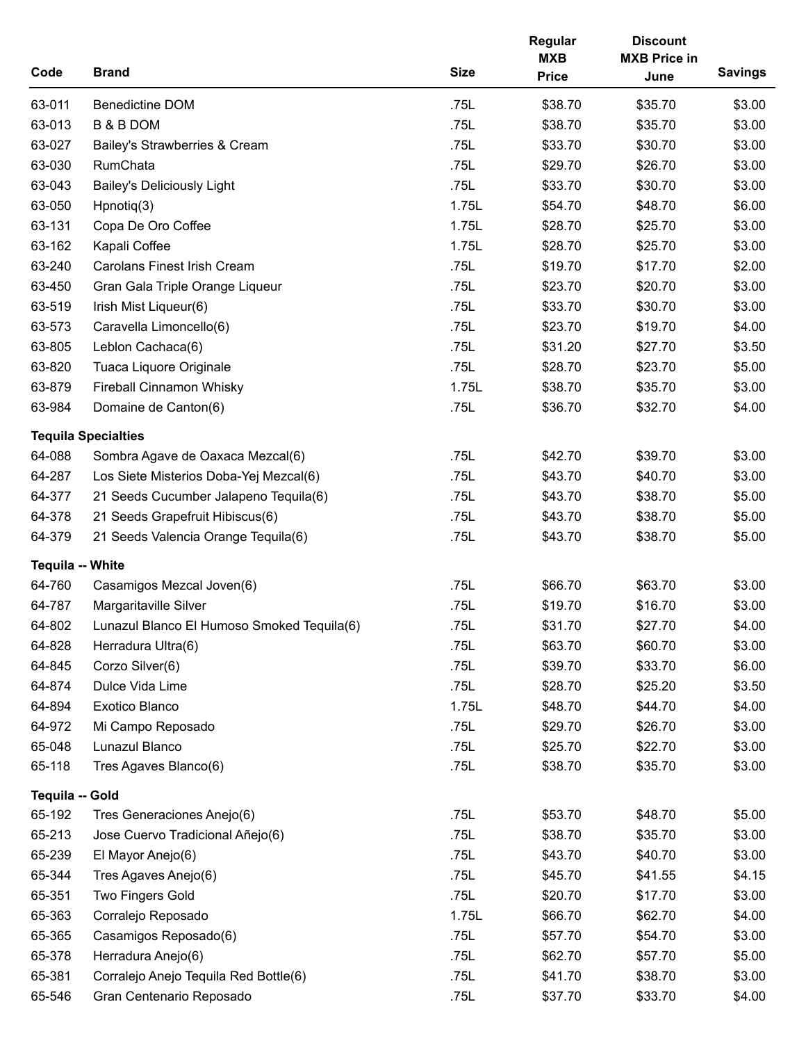| Code | Brand | Size | Regular MXB Price | Discount MXB Price in June | Savings |
|---|---|---|---|---|---|
| 63-011 | Benedictine DOM | .75L | $38.70 | $35.70 | $3.00 |
| 63-013 | B & B DOM | .75L | $38.70 | $35.70 | $3.00 |
| 63-027 | Bailey's Strawberries & Cream | .75L | $33.70 | $30.70 | $3.00 |
| 63-030 | RumChata | .75L | $29.70 | $26.70 | $3.00 |
| 63-043 | Bailey's Deliciously Light | .75L | $33.70 | $30.70 | $3.00 |
| 63-050 | Hpnotiq(3) | 1.75L | $54.70 | $48.70 | $6.00 |
| 63-131 | Copa De Oro Coffee | 1.75L | $28.70 | $25.70 | $3.00 |
| 63-162 | Kapali Coffee | 1.75L | $28.70 | $25.70 | $3.00 |
| 63-240 | Carolans Finest Irish Cream | .75L | $19.70 | $17.70 | $2.00 |
| 63-450 | Gran Gala Triple Orange Liqueur | .75L | $23.70 | $20.70 | $3.00 |
| 63-519 | Irish Mist Liqueur(6) | .75L | $33.70 | $30.70 | $3.00 |
| 63-573 | Caravella Limoncello(6) | .75L | $23.70 | $19.70 | $4.00 |
| 63-805 | Leblon Cachaca(6) | .75L | $31.20 | $27.70 | $3.50 |
| 63-820 | Tuaca Liquore Originale | .75L | $28.70 | $23.70 | $5.00 |
| 63-879 | Fireball Cinnamon Whisky | 1.75L | $38.70 | $35.70 | $3.00 |
| 63-984 | Domaine de Canton(6) | .75L | $36.70 | $32.70 | $4.00 |
| **Tequila Specialties** | | | | | |
| 64-088 | Sombra Agave de Oaxaca Mezcal(6) | .75L | $42.70 | $39.70 | $3.00 |
| 64-287 | Los Siete Misterios Doba-Yej Mezcal(6) | .75L | $43.70 | $40.70 | $3.00 |
| 64-377 | 21 Seeds Cucumber Jalapeno Tequila(6) | .75L | $43.70 | $38.70 | $5.00 |
| 64-378 | 21 Seeds Grapefruit Hibiscus(6) | .75L | $43.70 | $38.70 | $5.00 |
| 64-379 | 21 Seeds Valencia Orange Tequila(6) | .75L | $43.70 | $38.70 | $5.00 |
| **Tequila -- White** | | | | | |
| 64-760 | Casamigos Mezcal Joven(6) | .75L | $66.70 | $63.70 | $3.00 |
| 64-787 | Margaritaville Silver | .75L | $19.70 | $16.70 | $3.00 |
| 64-802 | Lunazul Blanco El Humoso Smoked Tequila(6) | .75L | $31.70 | $27.70 | $4.00 |
| 64-828 | Herradura Ultra(6) | .75L | $63.70 | $60.70 | $3.00 |
| 64-845 | Corzo Silver(6) | .75L | $39.70 | $33.70 | $6.00 |
| 64-874 | Dulce Vida Lime | .75L | $28.70 | $25.20 | $3.50 |
| 64-894 | Exotico Blanco | 1.75L | $48.70 | $44.70 | $4.00 |
| 64-972 | Mi Campo Reposado | .75L | $29.70 | $26.70 | $3.00 |
| 65-048 | Lunazul Blanco | .75L | $25.70 | $22.70 | $3.00 |
| 65-118 | Tres Agaves Blanco(6) | .75L | $38.70 | $35.70 | $3.00 |
| **Tequila -- Gold** | | | | | |
| 65-192 | Tres Generaciones Anejo(6) | .75L | $53.70 | $48.70 | $5.00 |
| 65-213 | Jose Cuervo Tradicional Añejo(6) | .75L | $38.70 | $35.70 | $3.00 |
| 65-239 | El Mayor Anejo(6) | .75L | $43.70 | $40.70 | $3.00 |
| 65-344 | Tres Agaves Anejo(6) | .75L | $45.70 | $41.55 | $4.15 |
| 65-351 | Two Fingers Gold | .75L | $20.70 | $17.70 | $3.00 |
| 65-363 | Corralejo Reposado | 1.75L | $66.70 | $62.70 | $4.00 |
| 65-365 | Casamigos Reposado(6) | .75L | $57.70 | $54.70 | $3.00 |
| 65-378 | Herradura Anejo(6) | .75L | $62.70 | $57.70 | $5.00 |
| 65-381 | Corralejo Anejo Tequila Red Bottle(6) | .75L | $41.70 | $38.70 | $3.00 |
| 65-546 | Gran Centenario Reposado | .75L | $37.70 | $33.70 | $4.00 |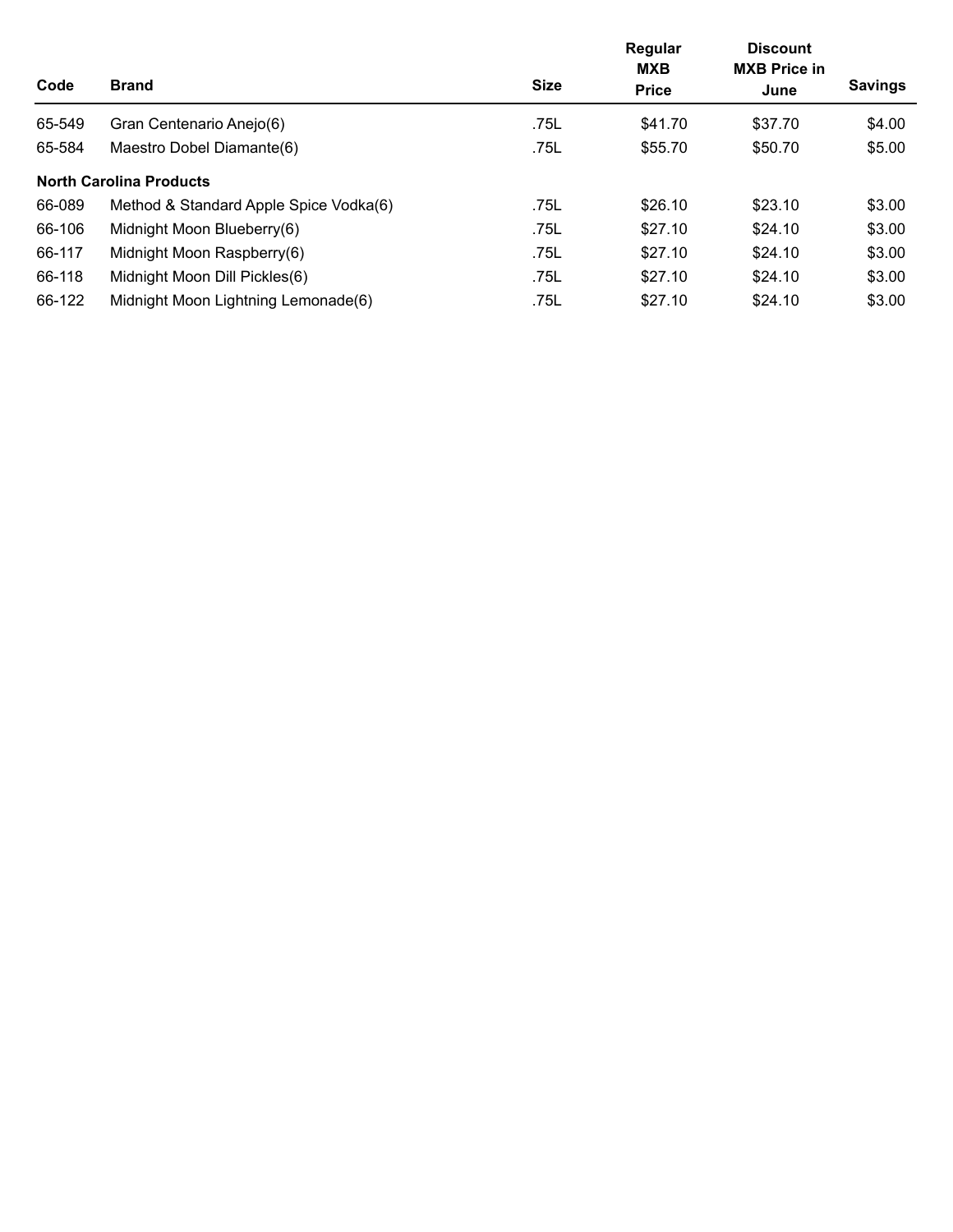| Code | Brand | Size | Regular MXB Price | Discount MXB Price in June | Savings |
|---|---|---|---|---|---|
| 65-549 | Gran Centenario Anejo(6) | .75L | $41.70 | $37.70 | $4.00 |
| 65-584 | Maestro Dobel Diamante(6) | .75L | $55.70 | $50.70 | $5.00 |
| **North Carolina Products** | | | | | |
| 66-089 | Method & Standard Apple Spice Vodka(6) | .75L | $26.10 | $23.10 | $3.00 |
| 66-106 | Midnight Moon Blueberry(6) | .75L | $27.10 | $24.10 | $3.00 |
| 66-117 | Midnight Moon Raspberry(6) | .75L | $27.10 | $24.10 | $3.00 |
| 66-118 | Midnight Moon Dill Pickles(6) | .75L | $27.10 | $24.10 | $3.00 |
| 66-122 | Midnight Moon Lightning Lemonade(6) | .75L | $27.10 | $24.10 | $3.00 |